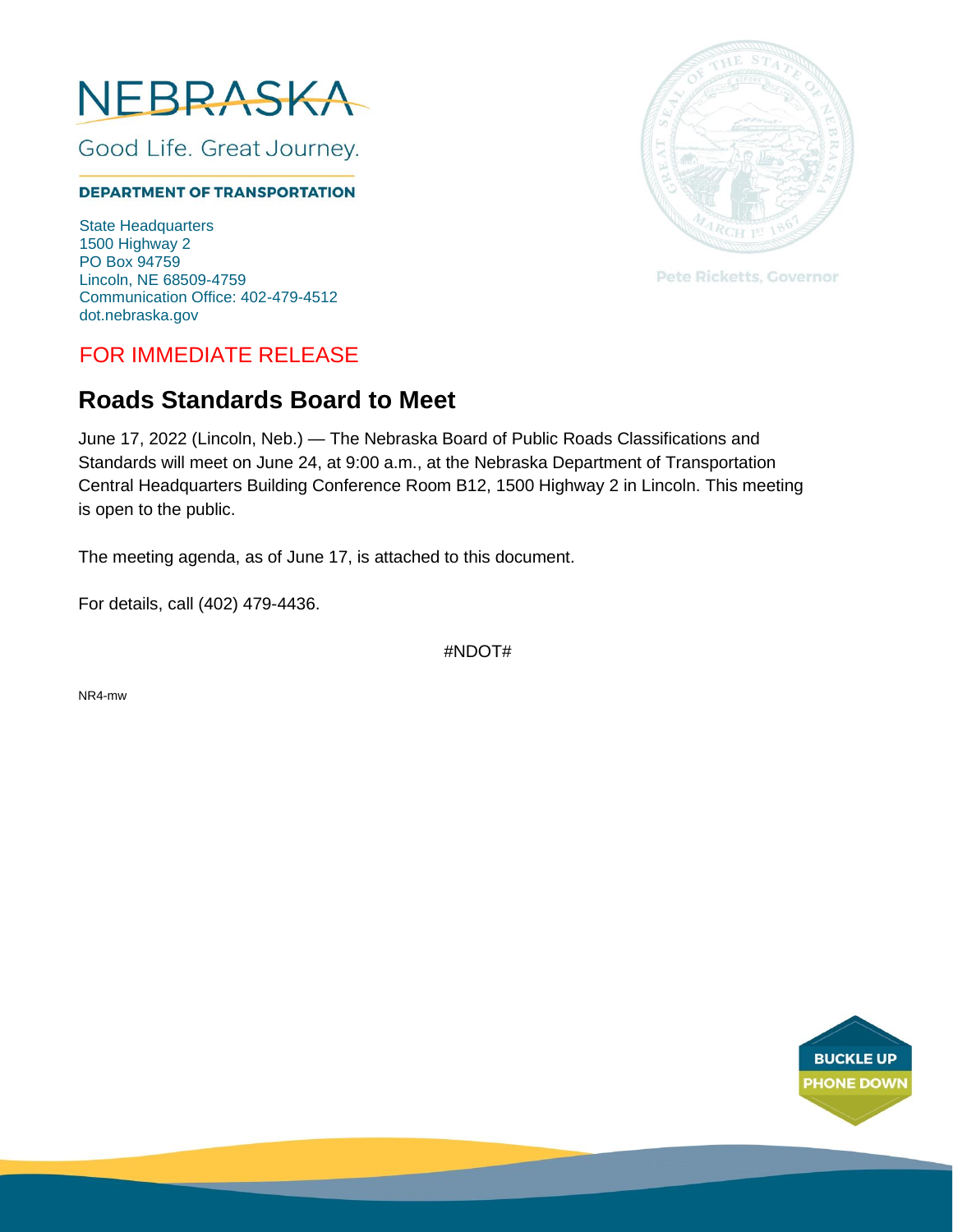NEBRASKA

Good Life. Great Journey.

**DEPARTMENT OF TRANSPORTATION**

State Headquarters
1500 Highway 2
PO Box 94759
Lincoln, NE 68509-4759
Communication Office: 402-479-4512
dot.nebraska.gov

Pete Ricketts, Governor

FOR IMMEDIATE RELEASE

# Roads Standards Board to Meet

June 17, 2022 (Lincoln, Neb.) — The Nebraska Board of Public Roads Classifications and Standards will meet on June 24, at 9:00 a.m., at the Nebraska Department of Transportation Central Headquarters Building Conference Room B12, 1500 Highway 2 in Lincoln. This meeting is open to the public.

The meeting agenda, as of June 17, is attached to this document.

For details, call (402) 479-4436.

#NDOT#

NR4-mw

BUCKLE UP
PHONE DOWN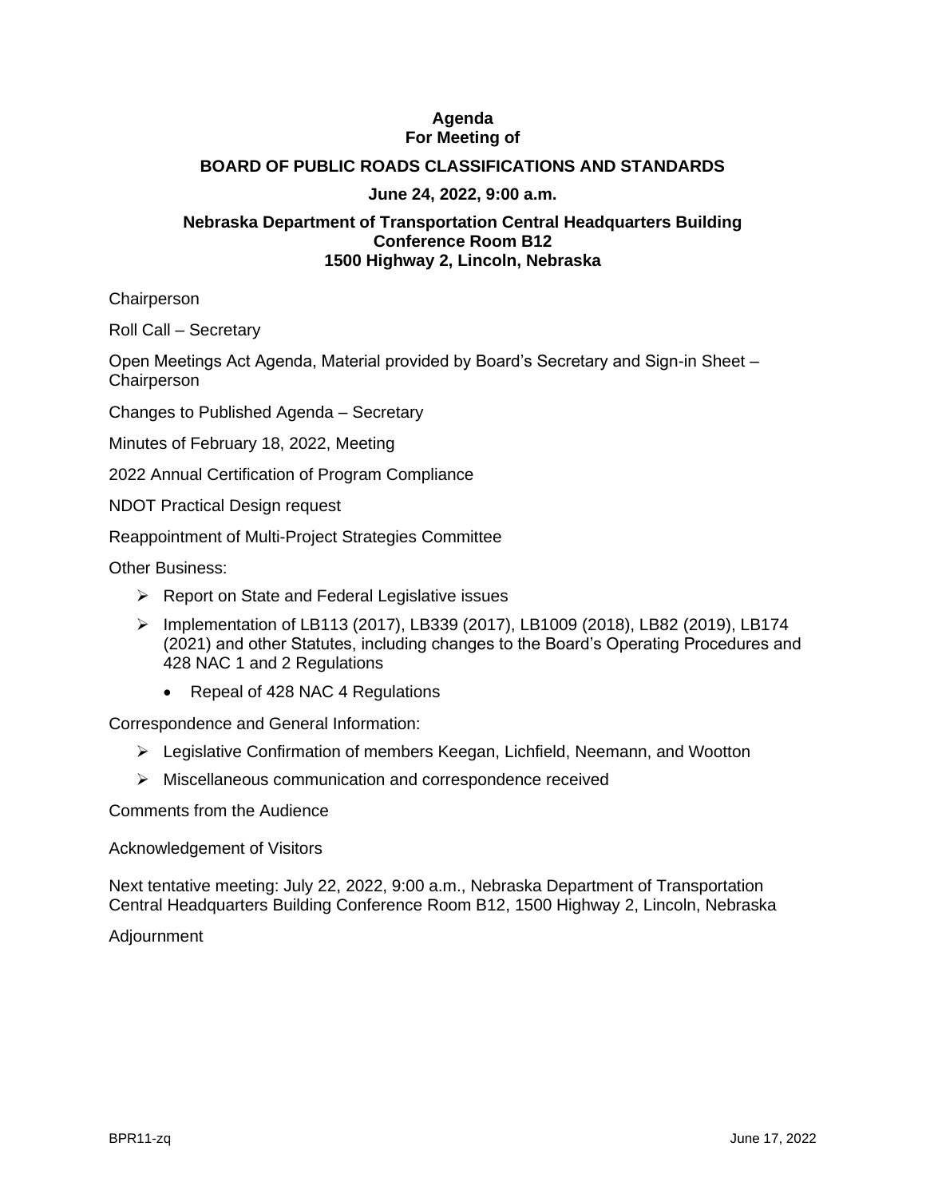**Agenda**
**For Meeting of**

**BOARD OF PUBLIC ROADS CLASSIFICATIONS AND STANDARDS**

**June 24, 2022, 9:00 a.m.**

**Nebraska Department of Transportation Central Headquarters Building**
**Conference Room B12**
**1500 Highway 2, Lincoln, Nebraska**

Chairperson

Roll Call – Secretary

Open Meetings Act Agenda, Material provided by Board's Secretary and Sign-in Sheet – Chairperson

Changes to Published Agenda – Secretary

Minutes of February 18, 2022, Meeting

2022 Annual Certification of Program Compliance

NDOT Practical Design request

Reappointment of Multi-Project Strategies Committee

Other Business:

- Report on State and Federal Legislative issues
- Implementation of LB113 (2017), LB339 (2017), LB1009 (2018), LB82 (2019), LB174 (2021) and other Statutes, including changes to the Board's Operating Procedures and 428 NAC 1 and 2 Regulations
  - Repeal of 428 NAC 4 Regulations

Correspondence and General Information:

- Legislative Confirmation of members Keegan, Lichfield, Neemann, and Wootton
- Miscellaneous communication and correspondence received

Comments from the Audience

Acknowledgement of Visitors

Next tentative meeting: July 22, 2022, 9:00 a.m., Nebraska Department of Transportation Central Headquarters Building Conference Room B12, 1500 Highway 2, Lincoln, Nebraska

Adjournment

BPR11-zq June 17, 2022